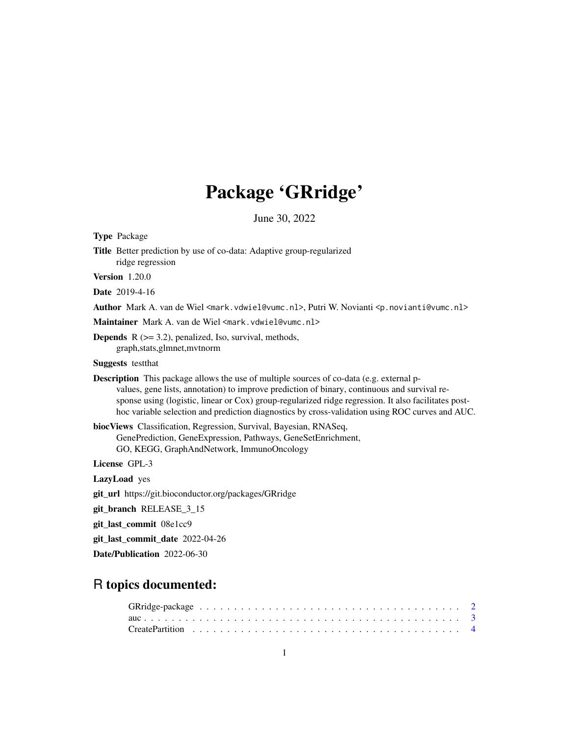# Package 'GRridge'

June 30, 2022

**Type** Package

**Title** Better prediction by use of co-data: Adaptive group-regularized ridge regression

**Version** 1.20.0

**Date** 2019-4-16

**Author** Mark A. van de Wiel <mark.vdwiel@vumc.nl>, Putri W. Novianti <p.novianti@vumc.nl>

**Maintainer** Mark A. van de Wiel <mark.vdwiel@vumc.nl>

**Depends** R (>= 3.2), penalized, Iso, survival, methods, graph,stats,glmnet,mvtnorm

**Suggests** testthat

**Description** This package allows the use of multiple sources of co-data (e.g. external p-values, gene lists, annotation) to improve prediction of binary, continuous and survival response using (logistic, linear or Cox) group-regularized ridge regression. It also facilitates post-hoc variable selection and prediction diagnostics by cross-validation using ROC curves and AUC.

**biocViews** Classification, Regression, Survival, Bayesian, RNASeq, GenePrediction, GeneExpression, Pathways, GeneSetEnrichment, GO, KEGG, GraphAndNetwork, ImmunoOncology

**License** GPL-3

**LazyLoad** yes

**git_url** https://git.bioconductor.org/packages/GRridge

**git_branch** RELEASE_3_15

**git_last_commit** 08e1cc9

**git_last_commit_date** 2022-04-26

**Date/Publication** 2022-06-30

## R topics documented:

- GRridge-package . . . . . . . . . . . . . . . . . . . . . . . . . . . . . . . . . . . . 2
- auc . . . . . . . . . . . . . . . . . . . . . . . . . . . . . . . . . . . . . . . . . . 3
- CreatePartition . . . . . . . . . . . . . . . . . . . . . . . . . . . . . . . . . . . . 4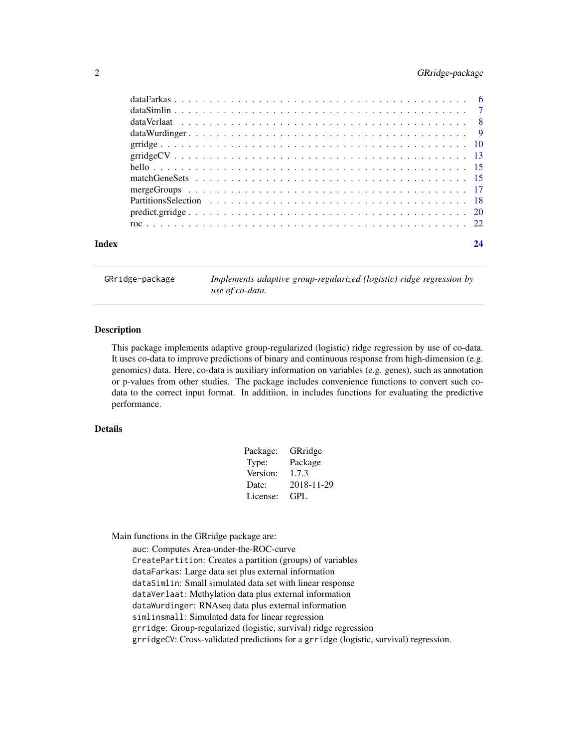| | |
|---|---|
| dataFarkas | 6 |
| dataSimlin | 7 |
| dataVerlaat | 8 |
| dataWurdinger | 9 |
| grridge | 10 |
| grridgeCV | 13 |
| hello | 15 |
| matchGeneSets | 15 |
| mergeGroups | 17 |
| PartitionsSelection | 18 |
| predict.grridge | 20 |
| roc | 22 |

**Index** **24**

---

`GRridge-package` *Implements adaptive group-regularized (logistic) ridge regression by use of co-data.*

---

## Description

This package implements adaptive group-regularized (logistic) ridge regression by use of co-data. It uses co-data to improve predictions of binary and continuous response from high-dimension (e.g. genomics) data. Here, co-data is auxiliary information on variables (e.g. genes), such as annotation or p-values from other studies. The package includes convenience functions to convert such co-data to the correct input format. In additiion, in includes functions for evaluating the predictive performance.

## Details

| | |
|---|---|
| Package: | GRridge |
| Type: | Package |
| Version: | 1.7.3 |
| Date: | 2018-11-29 |
| License: | GPL |

Main functions in the GRridge package are:

`auc`: Computes Area-under-the-ROC-curve  
`CreatePartition`: Creates a partition (groups) of variables  
`dataFarkas`: Large data set plus external information  
`dataSimlin`: Small simulated data set with linear response  
`dataVerlaat`: Methylation data plus external information  
`dataWurdinger`: RNAseq data plus external information  
`simlinsmall`: Simulated data for linear regression  
`grridge`: Group-regularized (logistic, survival) ridge regression  
`grridgeCV`: Cross-validated predictions for a `grridge` (logistic, survival) regression.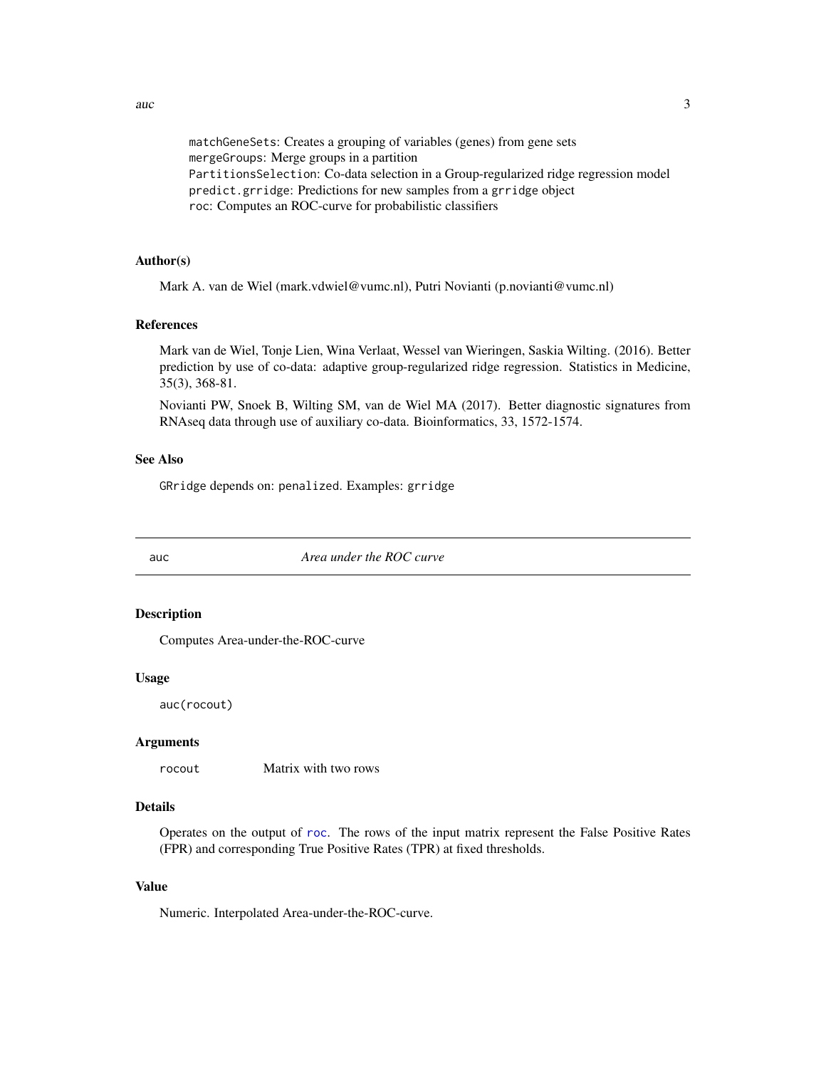`matchGeneSets`: Creates a grouping of variables (genes) from gene sets
`mergeGroups`: Merge groups in a partition
`PartitionsSelection`: Co-data selection in a Group-regularized ridge regression model
`predict.grridge`: Predictions for new samples from a `grridge` object
`roc`: Computes an ROC-curve for probabilistic classifiers

### Author(s)

Mark A. van de Wiel (mark.vdwiel@vumc.nl), Putri Novianti (p.novianti@vumc.nl)

### References

Mark van de Wiel, Tonje Lien, Wina Verlaat, Wessel van Wieringen, Saskia Wilting. (2016). Better prediction by use of co-data: adaptive group-regularized ridge regression. Statistics in Medicine, 35(3), 368-81.

Novianti PW, Snoek B, Wilting SM, van de Wiel MA (2017). Better diagnostic signatures from RNAseq data through use of auxiliary co-data. Bioinformatics, 33, 1572-1574.

### See Also

`GRridge` depends on: `penalized`. Examples: `grridge`

---

## auc — *Area under the ROC curve*

---

### Description

Computes Area-under-the-ROC-curve

### Usage

```
auc(rocout)
```

### Arguments

| | |
|---|---|
| `rocout` | Matrix with two rows |

### Details

Operates on the output of `roc`. The rows of the input matrix represent the False Positive Rates (FPR) and corresponding True Positive Rates (TPR) at fixed thresholds.

### Value

Numeric. Interpolated Area-under-the-ROC-curve.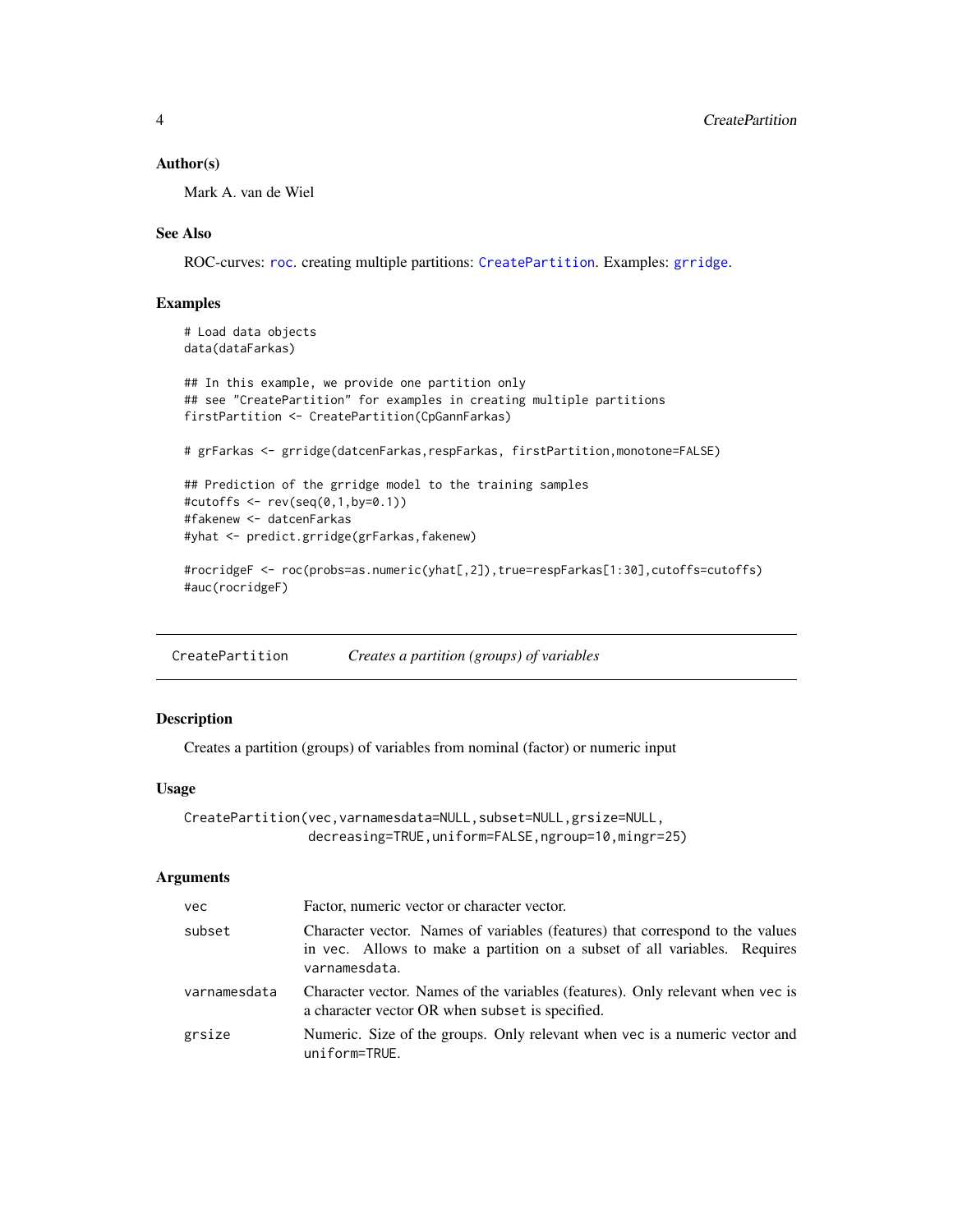## Author(s)

Mark A. van de Wiel

## See Also

ROC-curves: `roc`. creating multiple partitions: `CreatePartition`. Examples: `grridge`.

## Examples

```
# Load data objects
data(dataFarkas)

## In this example, we provide one partition only
## see "CreatePartition" for examples in creating multiple partitions
firstPartition <- CreatePartition(CpGannFarkas)

# grFarkas <- grridge(datcenFarkas,respFarkas, firstPartition,monotone=FALSE)

## Prediction of the grridge model to the training samples
#cutoffs <- rev(seq(0,1,by=0.1))
#fakenew <- datcenFarkas
#yhat <- predict.grridge(grFarkas,fakenew)

#rocridgeF <- roc(probs=as.numeric(yhat[,2]),true=respFarkas[1:30],cutoffs=cutoffs)
#auc(rocridgeF)
```

---

# CreatePartition — *Creates a partition (groups) of variables*

## Description

Creates a partition (groups) of variables from nominal (factor) or numeric input

## Usage

```
CreatePartition(vec,varnamesdata=NULL,subset=NULL,grsize=NULL,
                decreasing=TRUE,uniform=FALSE,ngroup=10,mingr=25)
```

## Arguments

| | |
|---|---|
| `vec` | Factor, numeric vector or character vector. |
| `subset` | Character vector. Names of variables (features) that correspond to the values in `vec`. Allows to make a partition on a subset of all variables. Requires `varnamesdata`. |
| `varnamesdata` | Character vector. Names of the variables (features). Only relevant when `vec` is a character vector OR when `subset` is specified. |
| `grsize` | Numeric. Size of the groups. Only relevant when `vec` is a numeric vector and `uniform=TRUE`. |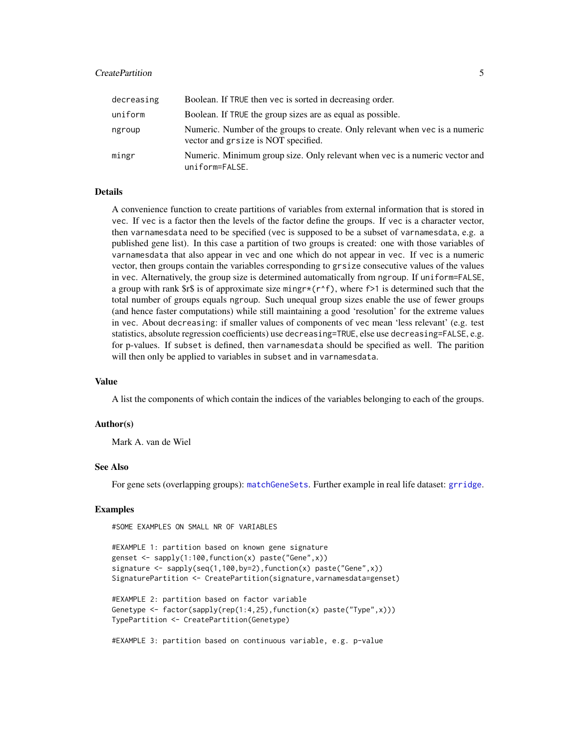| | |
|---|---|
| decreasing | Boolean. If TRUE then vec is sorted in decreasing order. |
| uniform | Boolean. If TRUE the group sizes are as equal as possible. |
| ngroup | Numeric. Number of the groups to create. Only relevant when vec is a numeric vector and grsize is NOT specified. |
| mingr | Numeric. Minimum group size. Only relevant when vec is a numeric vector and uniform=FALSE. |

## Details

A convenience function to create partitions of variables from external information that is stored in vec. If vec is a factor then the levels of the factor define the groups. If vec is a character vector, then varnamesdata need to be specified (vec is supposed to be a subset of varnamesdata, e.g. a published gene list). In this case a partition of two groups is created: one with those variables of varnamesdata that also appear in vec and one which do not appear in vec. If vec is a numeric vector, then groups contain the variables corresponding to grsize consecutive values of the values in vec. Alternatively, the group size is determined automatically from ngroup. If uniform=FALSE, a group with rank $r$ is of approximate size mingr*(r^f), where f>1 is determined such that the total number of groups equals ngroup. Such unequal group sizes enable the use of fewer groups (and hence faster computations) while still maintaining a good 'resolution' for the extreme values in vec. About decreasing: if smaller values of components of vec mean 'less relevant' (e.g. test statistics, absolute regression coefficients) use decreasing=TRUE, else use decreasing=FALSE, e.g. for p-values. If subset is defined, then varnamesdata should be specified as well. The parition will then only be applied to variables in subset and in varnamesdata.

## Value

A list the components of which contain the indices of the variables belonging to each of the groups.

## Author(s)

Mark A. van de Wiel

## See Also

For gene sets (overlapping groups): matchGeneSets. Further example in real life dataset: grridge.

## Examples

```
#SOME EXAMPLES ON SMALL NR OF VARIABLES

#EXAMPLE 1: partition based on known gene signature
genset <- sapply(1:100,function(x) paste("Gene",x))
signature <- sapply(seq(1,100,by=2),function(x) paste("Gene",x))
SignaturePartition <- CreatePartition(signature,varnamesdata=genset)

#EXAMPLE 2: partition based on factor variable
Genetype <- factor(sapply(rep(1:4,25),function(x) paste("Type",x)))
TypePartition <- CreatePartition(Genetype)

#EXAMPLE 3: partition based on continuous variable, e.g. p-value
```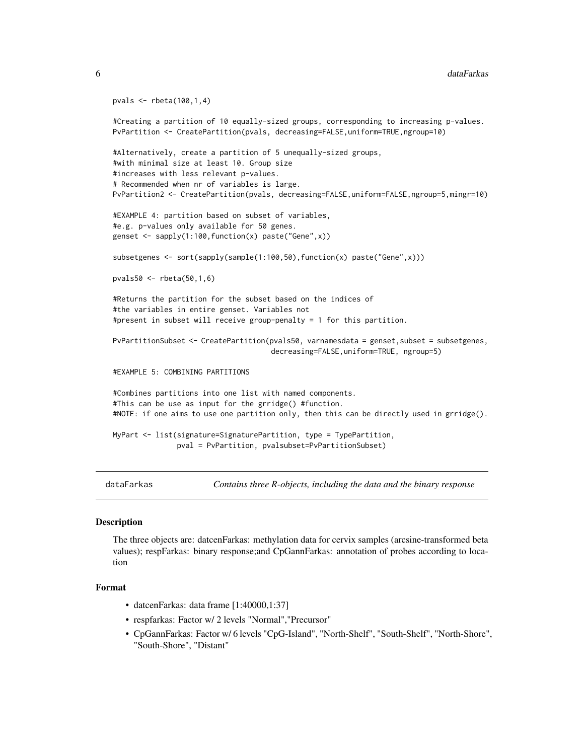```
pvals <- rbeta(100,1,4)

#Creating a partition of 10 equally-sized groups, corresponding to increasing p-values.
PvPartition <- CreatePartition(pvals, decreasing=FALSE,uniform=TRUE,ngroup=10)

#Alternatively, create a partition of 5 unequally-sized groups,
#with minimal size at least 10. Group size
#increases with less relevant p-values.
# Recommended when nr of variables is large.
PvPartition2 <- CreatePartition(pvals, decreasing=FALSE,uniform=FALSE,ngroup=5,mingr=10)

#EXAMPLE 4: partition based on subset of variables,
#e.g. p-values only available for 50 genes.
genset <- sapply(1:100,function(x) paste("Gene",x))

subsetgenes <- sort(sapply(sample(1:100,50),function(x) paste("Gene",x)))

pvals50 <- rbeta(50,1,6)

#Returns the partition for the subset based on the indices of
#the variables in entire genset. Variables not
#present in subset will receive group-penalty = 1 for this partition.

PvPartitionSubset <- CreatePartition(pvals50, varnamesdata = genset,subset = subsetgenes,
                                     decreasing=FALSE,uniform=TRUE, ngroup=5)

#EXAMPLE 5: COMBINING PARTITIONS

#Combines partitions into one list with named components.
#This can be use as input for the grridge() #function.
#NOTE: if one aims to use one partition only, then this can be directly used in grridge().

MyPart <- list(signature=SignaturePartition, type = TypePartition,
               pval = PvPartition, pvalsubset=PvPartitionSubset)
```

---

dataFarkas — *Contains three R-objects, including the data and the binary response*

---

## Description

The three objects are: datcenFarkas: methylation data for cervix samples (arcsine-transformed beta values); respFarkas: binary response;and CpGannFarkas: annotation of probes according to location

## Format

- datcenFarkas: data frame [1:40000,1:37]
- respfarkas: Factor w/ 2 levels "Normal","Precursor"
- CpGannFarkas: Factor w/ 6 levels "CpG-Island", "North-Shelf", "South-Shelf", "North-Shore", "South-Shore", "Distant"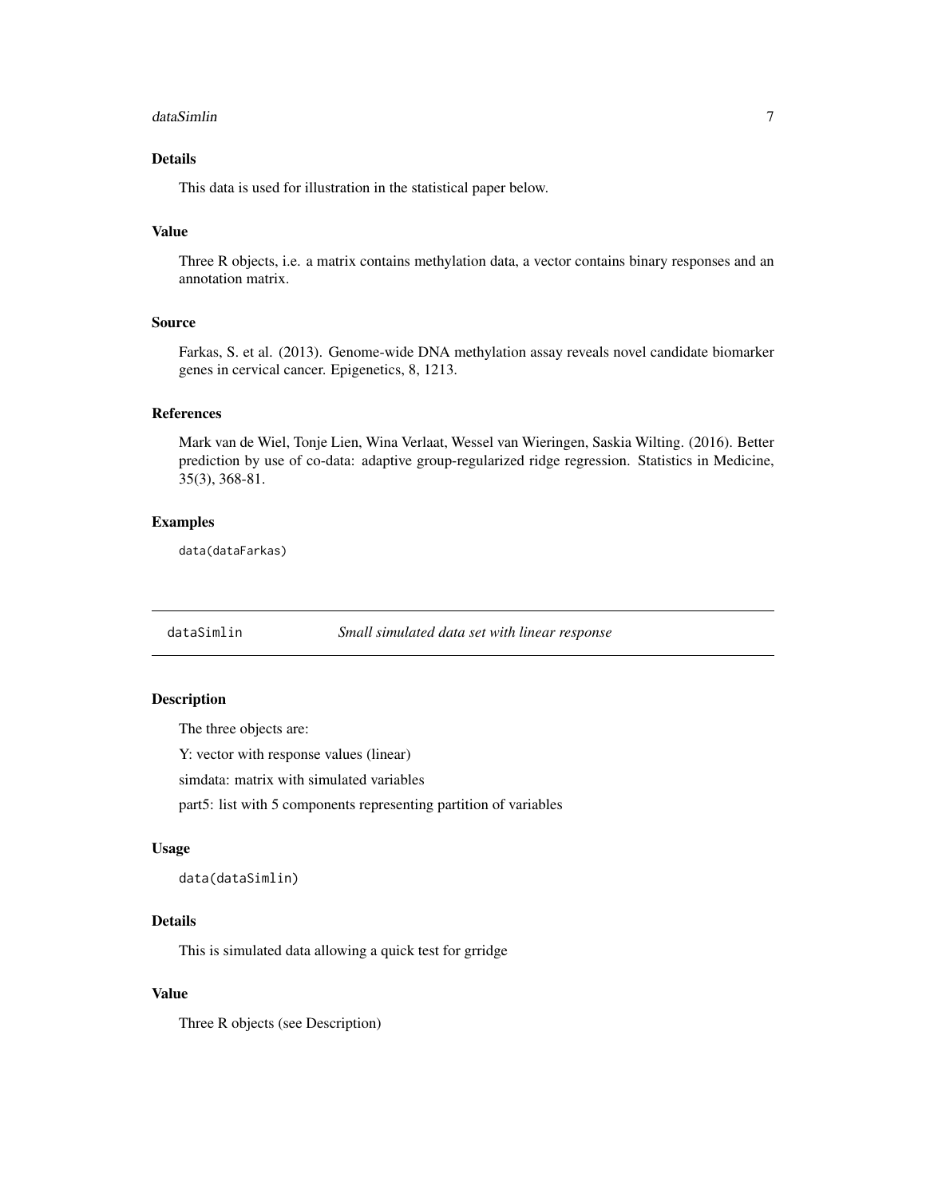### Details

This data is used for illustration in the statistical paper below.

### Value

Three R objects, i.e. a matrix contains methylation data, a vector contains binary responses and an annotation matrix.

### Source

Farkas, S. et al. (2013). Genome-wide DNA methylation assay reveals novel candidate biomarker genes in cervical cancer. Epigenetics, 8, 1213.

### References

Mark van de Wiel, Tonje Lien, Wina Verlaat, Wessel van Wieringen, Saskia Wilting. (2016). Better prediction by use of co-data: adaptive group-regularized ridge regression. Statistics in Medicine, 35(3), 368-81.

### Examples

```
data(dataFarkas)
```

---

## dataSimlin *Small simulated data set with linear response*

---

### Description

The three objects are:

Y: vector with response values (linear)

simdata: matrix with simulated variables

part5: list with 5 components representing partition of variables

### Usage

```
data(dataSimlin)
```

### Details

This is simulated data allowing a quick test for grridge

### Value

Three R objects (see Description)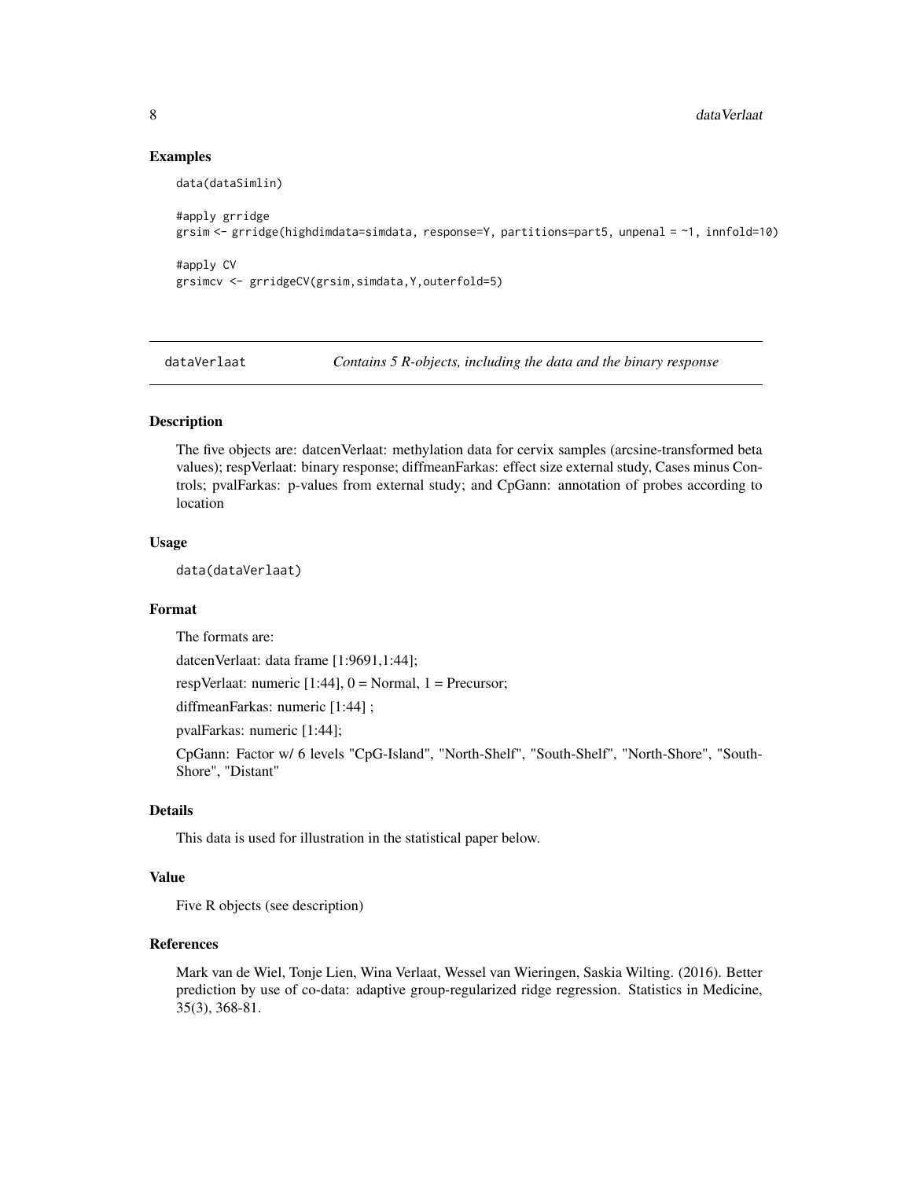## Examples

```
data(dataSimlin)

#apply grridge
grsim <- grridge(highdimdata=simdata, response=Y, partitions=part5, unpenal = ~1, innfold=10)

#apply CV
grsimcv <- grridgeCV(grsim,simdata,Y,outerfold=5)
```

---

# dataVerlaat — *Contains 5 R-objects, including the data and the binary response*

---

### Description

The five objects are: datcenVerlaat: methylation data for cervix samples (arcsine-transformed beta values); respVerlaat: binary response; diffmeanFarkas: effect size external study, Cases minus Controls; pvalFarkas: p-values from external study; and CpGann: annotation of probes according to location

### Usage

```
data(dataVerlaat)
```

### Format

The formats are:

datcenVerlaat: data frame [1:9691,1:44];

respVerlaat: numeric [1:44], 0 = Normal, 1 = Precursor;

diffmeanFarkas: numeric [1:44] ;

pvalFarkas: numeric [1:44];

CpGann: Factor w/ 6 levels "CpG-Island", "North-Shelf", "South-Shelf", "North-Shore", "South-Shore", "Distant"

### Details

This data is used for illustration in the statistical paper below.

### Value

Five R objects (see description)

### References

Mark van de Wiel, Tonje Lien, Wina Verlaat, Wessel van Wieringen, Saskia Wilting. (2016). Better prediction by use of co-data: adaptive group-regularized ridge regression. Statistics in Medicine, 35(3), 368-81.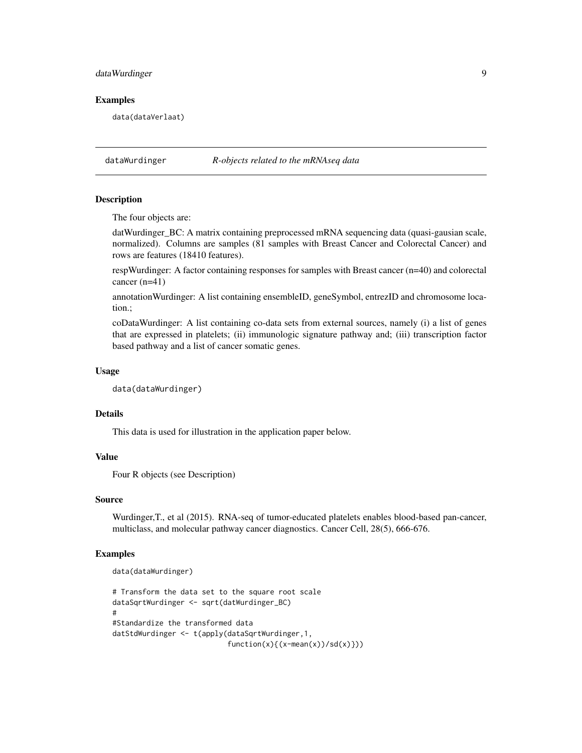### Examples

```
data(dataVerlaat)
```

---

## dataWurdinger — *R-objects related to the mRNAseq data*

---

### Description

The four objects are:

datWurdinger_BC: A matrix containing preprocessed mRNA sequencing data (quasi-gausian scale, normalized). Columns are samples (81 samples with Breast Cancer and Colorectal Cancer) and rows are features (18410 features).

respWurdinger: A factor containing responses for samples with Breast cancer (n=40) and colorectal cancer (n=41)

annotationWurdinger: A list containing ensembleID, geneSymbol, entrezID and chromosome location.;

coDataWurdinger: A list containing co-data sets from external sources, namely (i) a list of genes that are expressed in platelets; (ii) immunologic signature pathway and; (iii) transcription factor based pathway and a list of cancer somatic genes.

### Usage

```
data(dataWurdinger)
```

### Details

This data is used for illustration in the application paper below.

### Value

Four R objects (see Description)

### Source

Wurdinger,T., et al (2015). RNA-seq of tumor-educated platelets enables blood-based pan-cancer, multiclass, and molecular pathway cancer diagnostics. Cancer Cell, 28(5), 666-676.

### Examples

```
data(dataWurdinger)

# Transform the data set to the square root scale
dataSqrtWurdinger <- sqrt(datWurdinger_BC)
#
#Standardize the transformed data
datStdWurdinger <- t(apply(dataSqrtWurdinger,1,
                           function(x){(x-mean(x))/sd(x)}))
```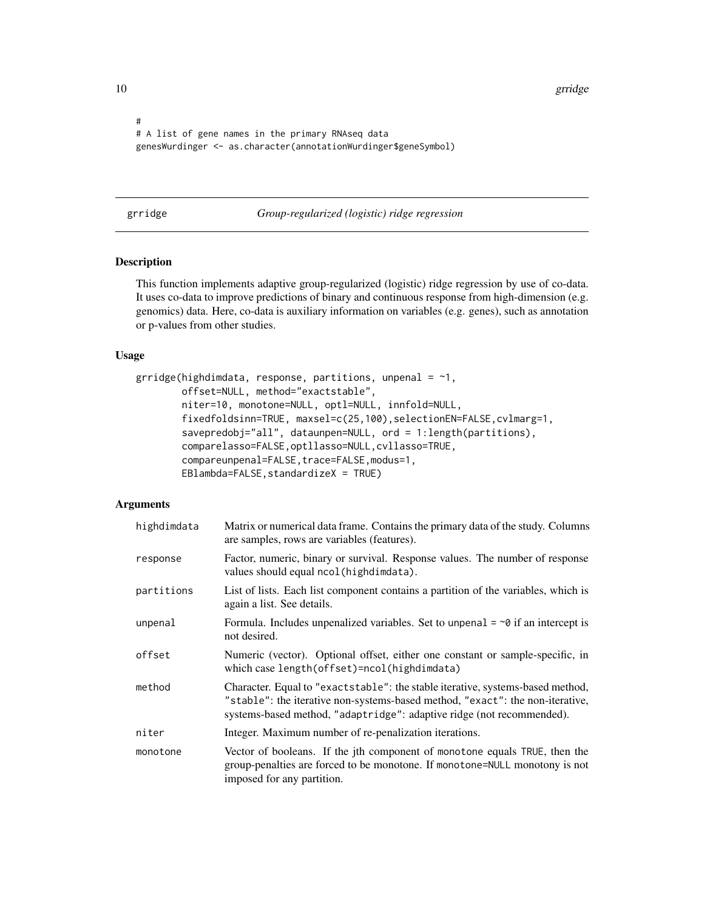```
#
# A list of gene names in the primary RNAseq data
genesWurdinger <- as.character(annotationWurdinger$geneSymbol)
```

## grridge *Group-regularized (logistic) ridge regression*

### Description

This function implements adaptive group-regularized (logistic) ridge regression by use of co-data. It uses co-data to improve predictions of binary and continuous response from high-dimension (e.g. genomics) data. Here, co-data is auxiliary information on variables (e.g. genes), such as annotation or p-values from other studies.

### Usage

```
grridge(highdimdata, response, partitions, unpenal = ~1,
        offset=NULL, method="exactstable",
        niter=10, monotone=NULL, optl=NULL, innfold=NULL,
        fixedfoldsinn=TRUE, maxsel=c(25,100),selectionEN=FALSE,cvlmarg=1,
        savepredobj="all", dataunpen=NULL, ord = 1:length(partitions),
        comparelasso=FALSE,optllasso=NULL,cvllasso=TRUE,
        compareunpenal=FALSE,trace=FALSE,modus=1,
        EBlambda=FALSE,standardizeX = TRUE)
```

### Arguments

| | |
|---|---|
| highdimdata | Matrix or numerical data frame. Contains the primary data of the study. Columns are samples, rows are variables (features). |
| response | Factor, numeric, binary or survival. Response values. The number of response values should equal ncol(highdimdata). |
| partitions | List of lists. Each list component contains a partition of the variables, which is again a list. See details. |
| unpenal | Formula. Includes unpenalized variables. Set to unpenal = ~0 if an intercept is not desired. |
| offset | Numeric (vector). Optional offset, either one constant or sample-specific, in which case length(offset)=ncol(highdimdata) |
| method | Character. Equal to "exactstable": the stable iterative, systems-based method, "stable": the iterative non-systems-based method, "exact": the non-iterative, systems-based method, "adaptridge": adaptive ridge (not recommended). |
| niter | Integer. Maximum number of re-penalization iterations. |
| monotone | Vector of booleans. If the jth component of monotone equals TRUE, then the group-penalties are forced to be monotone. If monotone=NULL monotony is not imposed for any partition. |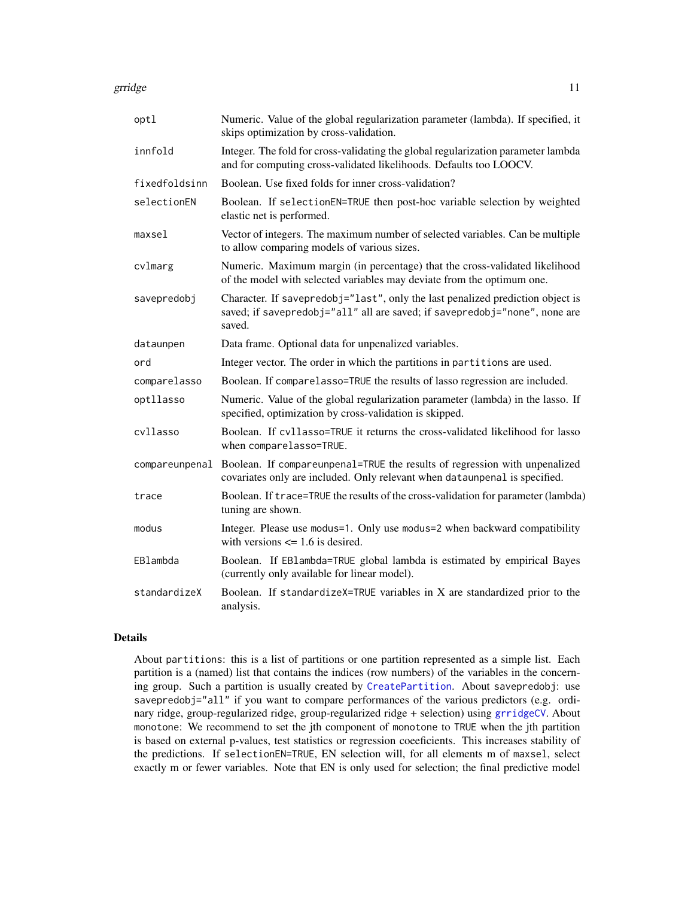| | |
|---|---|
| `optl` | Numeric. Value of the global regularization parameter (lambda). If specified, it skips optimization by cross-validation. |
| `innfold` | Integer. The fold for cross-validating the global regularization parameter lambda and for computing cross-validated likelihoods. Defaults too LOOCV. |
| `fixedfoldsinn` | Boolean. Use fixed folds for inner cross-validation? |
| `selectionEN` | Boolean. If `selectionEN=TRUE` then post-hoc variable selection by weighted elastic net is performed. |
| `maxsel` | Vector of integers. The maximum number of selected variables. Can be multiple to allow comparing models of various sizes. |
| `cvlmarg` | Numeric. Maximum margin (in percentage) that the cross-validated likelihood of the model with selected variables may deviate from the optimum one. |
| `savepredobj` | Character. If `savepredobj="last"`, only the last penalized prediction object is saved; if `savepredobj="all"` all are saved; if `savepredobj="none"`, none are saved. |
| `dataunpen` | Data frame. Optional data for unpenalized variables. |
| `ord` | Integer vector. The order in which the partitions in `partitions` are used. |
| `comparelasso` | Boolean. If `comparelasso=TRUE` the results of lasso regression are included. |
| `optllasso` | Numeric. Value of the global regularization parameter (lambda) in the lasso. If specified, optimization by cross-validation is skipped. |
| `cvllasso` | Boolean. If `cvllasso=TRUE` it returns the cross-validated likelihood for lasso when `comparelasso=TRUE`. |
| `compareunpenal` | Boolean. If `compareunpenal=TRUE` the results of regression with unpenalized covariates only are included. Only relevant when `dataunpenal` is specified. |
| `trace` | Boolean. If `trace=TRUE` the results of the cross-validation for parameter (lambda) tuning are shown. |
| `modus` | Integer. Please use `modus=1`. Only use `modus=2` when backward compatibility with versions <= 1.6 is desired. |
| `EBlambda` | Boolean. If `EBlambda=TRUE` global lambda is estimated by empirical Bayes (currently only available for linear model). |
| `standardizeX` | Boolean. If `standardizeX=TRUE` variables in X are standardized prior to the analysis. |

## Details

About `partitions`: this is a list of partitions or one partition represented as a simple list. Each partition is a (named) list that contains the indices (row numbers) of the variables in the concerning group. Such a partition is usually created by `CreatePartition`. About `savepredobj`: use `savepredobj="all"` if you want to compare performances of the various predictors (e.g. ordinary ridge, group-regularized ridge, group-regularized ridge + selection) using `grridgeCV`. About `monotone`: We recommend to set the jth component of `monotone` to `TRUE` when the jth partition is based on external p-values, test statistics or regression coeeficients. This increases stability of the predictions. If `selectionEN=TRUE`, EN selection will, for all elements m of `maxsel`, select exactly m or fewer variables. Note that EN is only used for selection; the final predictive model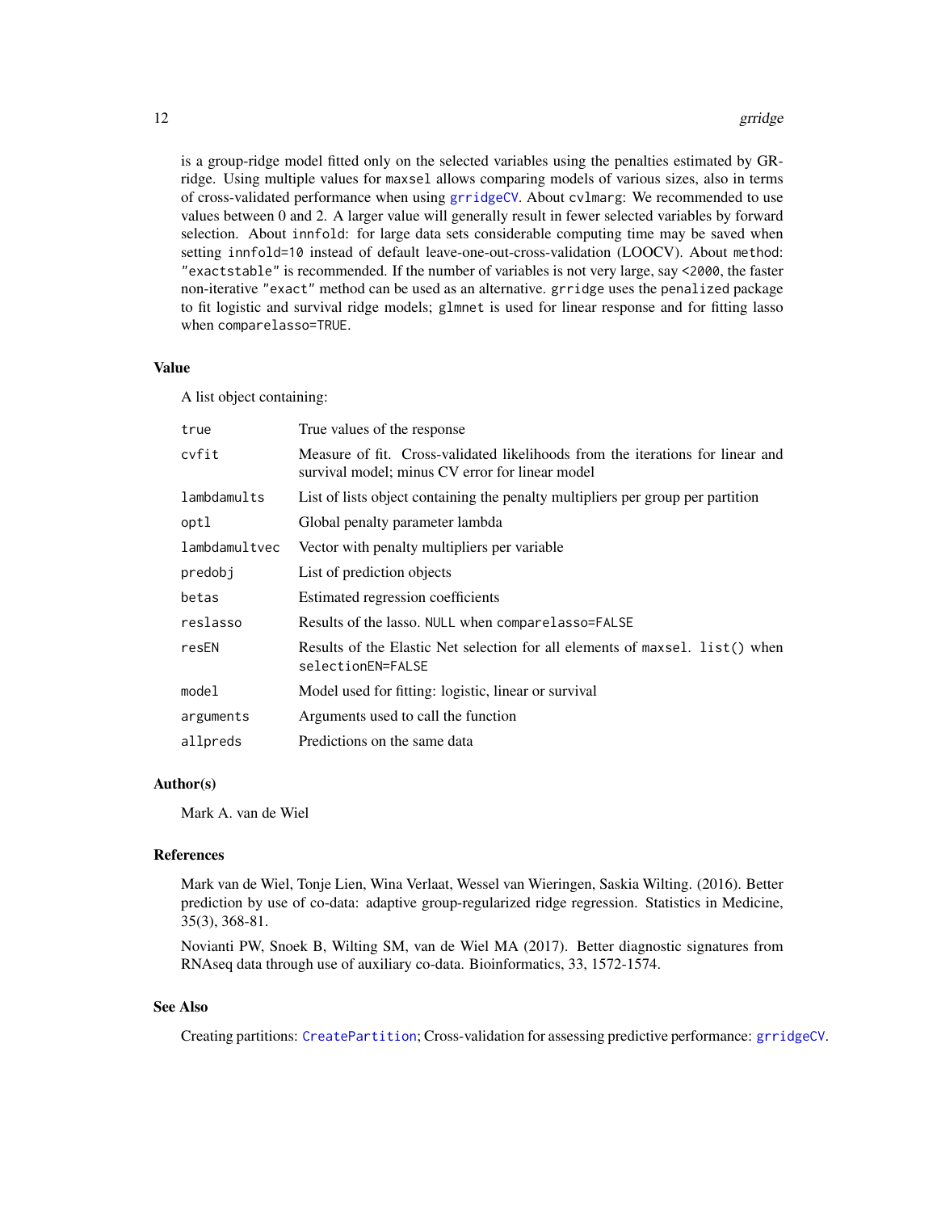is a group-ridge model fitted only on the selected variables using the penalties estimated by GRridge. Using multiple values for `maxsel` allows comparing models of various sizes, also in terms of cross-validated performance when using `grridgeCV`. About `cvlmarg`: We recommended to use values between 0 and 2. A larger value will generally result in fewer selected variables by forward selection. About `innfold`: for large data sets considerable computing time may be saved when setting `innfold=10` instead of default leave-one-out-cross-validation (LOOCV). About `method`: `"exactstable"` is recommended. If the number of variables is not very large, say `<2000`, the faster non-iterative `"exact"` method can be used as an alternative. `grridge` uses the `penalized` package to fit logistic and survival ridge models; `glmnet` is used for linear response and for fitting lasso when `comparelasso=TRUE`.

### Value

A list object containing:

| | |
|---|---|
| `true` | True values of the response |
| `cvfit` | Measure of fit. Cross-validated likelihoods from the iterations for linear and survival model; minus CV error for linear model |
| `lambdamults` | List of lists object containing the penalty multipliers per group per partition |
| `optl` | Global penalty parameter lambda |
| `lambdamultvec` | Vector with penalty multipliers per variable |
| `predobj` | List of prediction objects |
| `betas` | Estimated regression coefficients |
| `reslasso` | Results of the lasso. `NULL` when `comparelasso=FALSE` |
| `resEN` | Results of the Elastic Net selection for all elements of `maxsel`. `list()` when `selectionEN=FALSE` |
| `model` | Model used for fitting: logistic, linear or survival |
| `arguments` | Arguments used to call the function |
| `allpreds` | Predictions on the same data |

### Author(s)

Mark A. van de Wiel

### References

Mark van de Wiel, Tonje Lien, Wina Verlaat, Wessel van Wieringen, Saskia Wilting. (2016). Better prediction by use of co-data: adaptive group-regularized ridge regression. Statistics in Medicine, 35(3), 368-81.

Novianti PW, Snoek B, Wilting SM, van de Wiel MA (2017). Better diagnostic signatures from RNAseq data through use of auxiliary co-data. Bioinformatics, 33, 1572-1574.

### See Also

Creating partitions: `CreatePartition`; Cross-validation for assessing predictive performance: `grridgeCV`.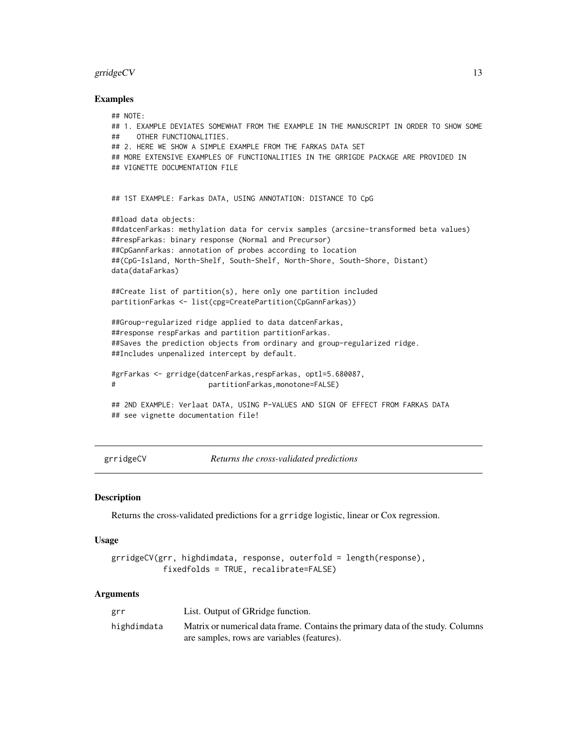### Examples

```
## NOTE:
## 1. EXAMPLE DEVIATES SOMEWHAT FROM THE EXAMPLE IN THE MANUSCRIPT IN ORDER TO SHOW SOME
##    OTHER FUNCTIONALITIES.
## 2. HERE WE SHOW A SIMPLE EXAMPLE FROM THE FARKAS DATA SET
## MORE EXTENSIVE EXAMPLES OF FUNCTIONALITIES IN THE GRRIGDE PACKAGE ARE PROVIDED IN
## VIGNETTE DOCUMENTATION FILE


## 1ST EXAMPLE: Farkas DATA, USING ANNOTATION: DISTANCE TO CpG

##load data objects:
##datcenFarkas: methylation data for cervix samples (arcsine-transformed beta values)
##respFarkas: binary response (Normal and Precursor)
##CpGannFarkas: annotation of probes according to location
##(CpG-Island, North-Shelf, South-Shelf, North-Shore, South-Shore, Distant)
data(dataFarkas)

##Create list of partition(s), here only one partition included
partitionFarkas <- list(cpg=CreatePartition(CpGannFarkas))

##Group-regularized ridge applied to data datcenFarkas,
##response respFarkas and partition partitionFarkas.
##Saves the prediction objects from ordinary and group-regularized ridge.
##Includes unpenalized intercept by default.

#grFarkas <- grridge(datcenFarkas,respFarkas, optl=5.680087,
#                     partitionFarkas,monotone=FALSE)

## 2ND EXAMPLE: Verlaat DATA, USING P-VALUES AND SIGN OF EFFECT FROM FARKAS DATA
## see vignette documentation file!
```

---

## grridgeCV — *Returns the cross-validated predictions*

### Description

Returns the cross-validated predictions for a `grridge` logistic, linear or Cox regression.

### Usage

```
grridgeCV(grr, highdimdata, response, outerfold = length(response),
          fixedfolds = TRUE, recalibrate=FALSE)
```

### Arguments

| | |
|---|---|
| `grr` | List. Output of GRridge function. |
| `highdimdata` | Matrix or numerical data frame. Contains the primary data of the study. Columns are samples, rows are variables (features). |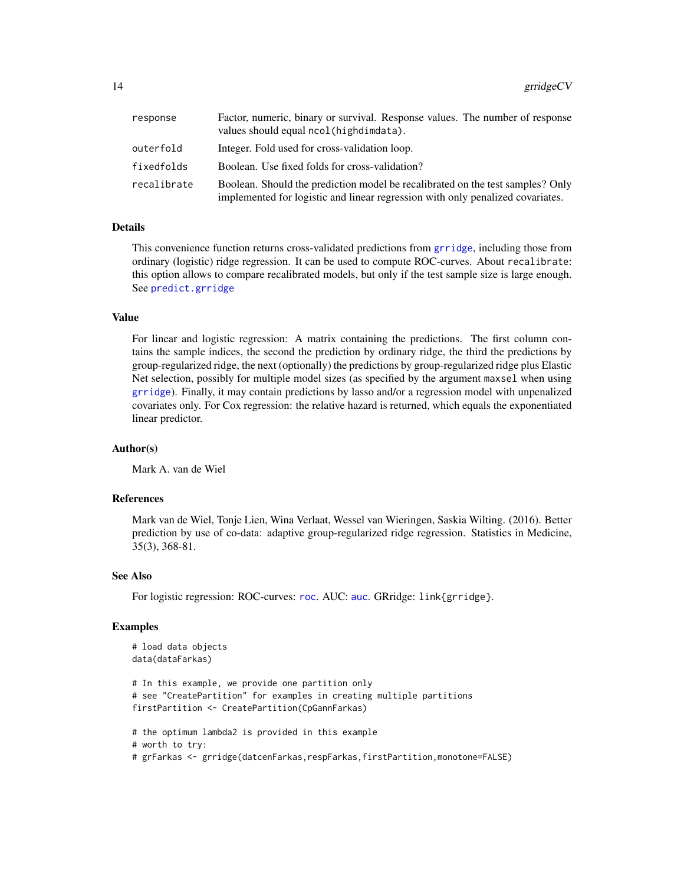| | |
|---|---|
| `response` | Factor, numeric, binary or survival. Response values. The number of response values should equal `ncol(highdimdata)`. |
| `outerfold` | Integer. Fold used for cross-validation loop. |
| `fixedfolds` | Boolean. Use fixed folds for cross-validation? |
| `recalibrate` | Boolean. Should the prediction model be recalibrated on the test samples? Only implemented for logistic and linear regression with only penalized covariates. |

### Details

This convenience function returns cross-validated predictions from `grridge`, including those from ordinary (logistic) ridge regression. It can be used to compute ROC-curves. About `recalibrate`: this option allows to compare recalibrated models, but only if the test sample size is large enough. See `predict.grridge`

### Value

For linear and logistic regression: A matrix containing the predictions. The first column contains the sample indices, the second the prediction by ordinary ridge, the third the predictions by group-regularized ridge, the next (optionally) the predictions by group-regularized ridge plus Elastic Net selection, possibly for multiple model sizes (as specified by the argument `maxsel` when using `grridge`). Finally, it may contain predictions by lasso and/or a regression model with unpenalized covariates only. For Cox regression: the relative hazard is returned, which equals the exponentiated linear predictor.

### Author(s)

Mark A. van de Wiel

### References

Mark van de Wiel, Tonje Lien, Wina Verlaat, Wessel van Wieringen, Saskia Wilting. (2016). Better prediction by use of co-data: adaptive group-regularized ridge regression. Statistics in Medicine, 35(3), 368-81.

### See Also

For logistic regression: ROC-curves: `roc`. AUC: `auc`. GRridge: `link{grridge}`.

### Examples

```
# load data objects
data(dataFarkas)

# In this example, we provide one partition only
# see "CreatePartition" for examples in creating multiple partitions
firstPartition <- CreatePartition(CpGannFarkas)

# the optimum lambda2 is provided in this example
# worth to try:
# grFarkas <- grridge(datcenFarkas,respFarkas,firstPartition,monotone=FALSE)
```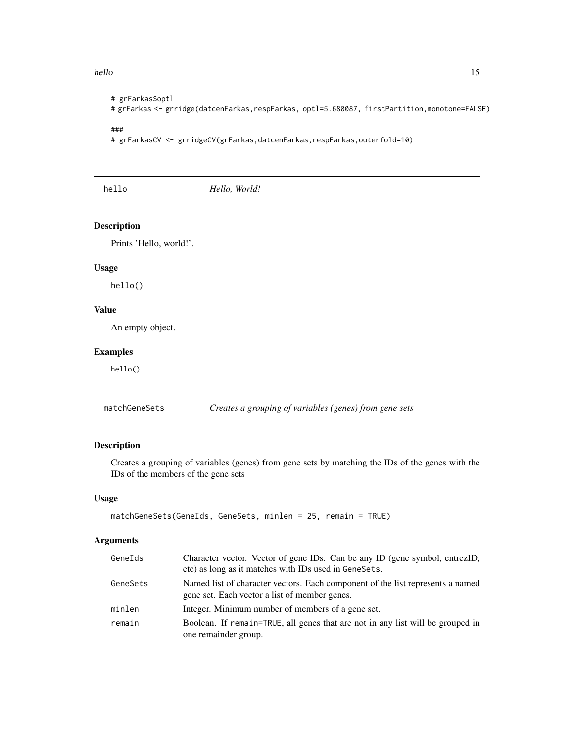```
# grFarkas$optl
# grFarkas <- grridge(datcenFarkas,respFarkas, optl=5.680087, firstPartition,monotone=FALSE)

###
# grFarkasCV <- grridgeCV(grFarkas,datcenFarkas,respFarkas,outerfold=10)
```

## hello — *Hello, World!*

### Description

Prints 'Hello, world!'.

### Usage

```
hello()
```

### Value

An empty object.

### Examples

```
hello()
```

## matchGeneSets — *Creates a grouping of variables (genes) from gene sets*

### Description

Creates a grouping of variables (genes) from gene sets by matching the IDs of the genes with the IDs of the members of the gene sets

### Usage

```
matchGeneSets(GeneIds, GeneSets, minlen = 25, remain = TRUE)
```

### Arguments

| | |
|---|---|
| GeneIds | Character vector. Vector of gene IDs. Can be any ID (gene symbol, entrezID, etc) as long as it matches with IDs used in GeneSets. |
| GeneSets | Named list of character vectors. Each component of the list represents a named gene set. Each vector a list of member genes. |
| minlen | Integer. Minimum number of members of a gene set. |
| remain | Boolean. If remain=TRUE, all genes that are not in any list will be grouped in one remainder group. |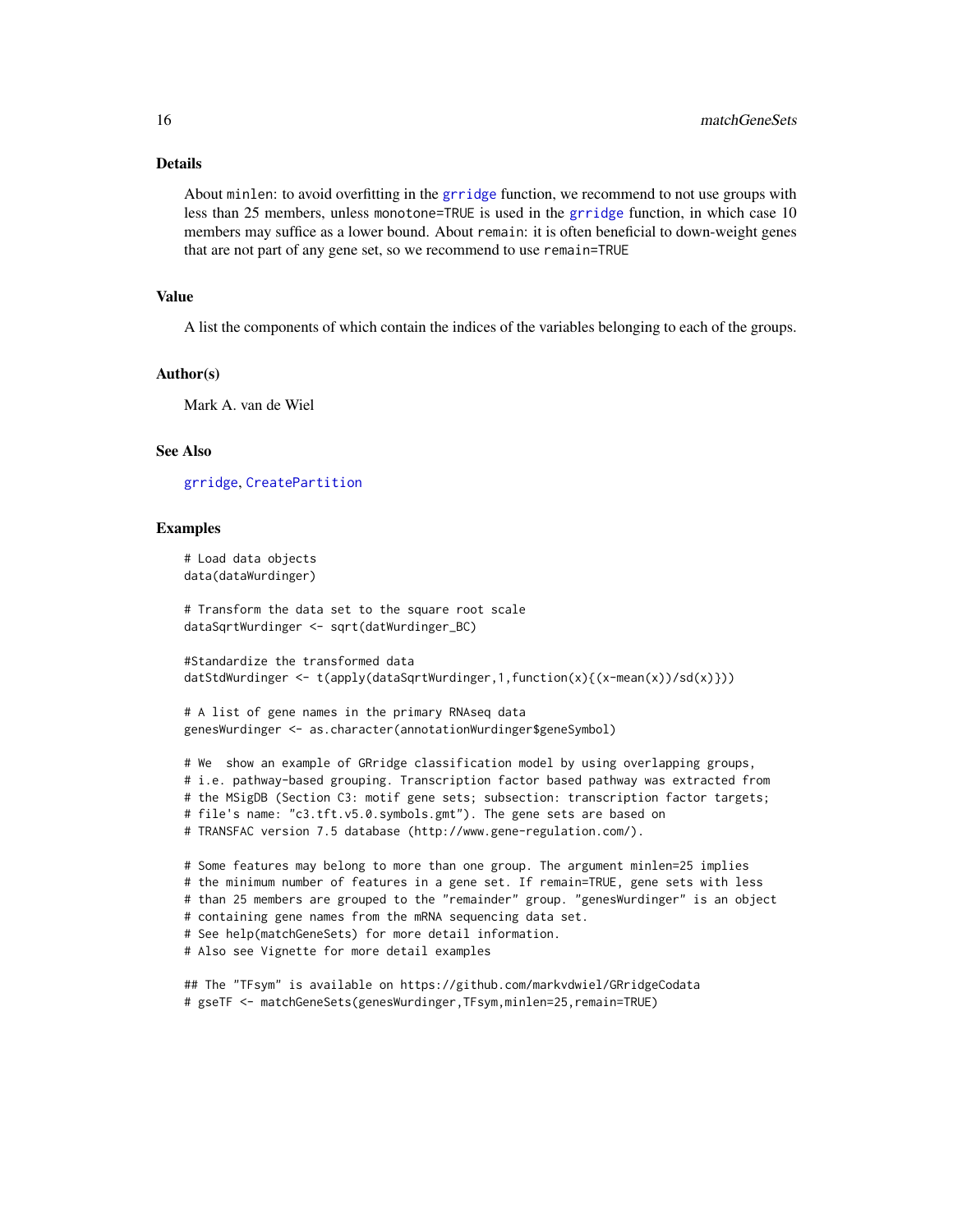## Details

About `minlen`: to avoid overfitting in the `grridge` function, we recommend to not use groups with less than 25 members, unless `monotone=TRUE` is used in the `grridge` function, in which case 10 members may suffice as a lower bound. About `remain`: it is often beneficial to down-weight genes that are not part of any gene set, so we recommend to use `remain=TRUE`

## Value

A list the components of which contain the indices of the variables belonging to each of the groups.

## Author(s)

Mark A. van de Wiel

## See Also

`grridge`, `CreatePartition`

## Examples

```
# Load data objects
data(dataWurdinger)

# Transform the data set to the square root scale
dataSqrtWurdinger <- sqrt(datWurdinger_BC)

#Standardize the transformed data
datStdWurdinger <- t(apply(dataSqrtWurdinger,1,function(x){(x-mean(x))/sd(x)}))

# A list of gene names in the primary RNAseq data
genesWurdinger <- as.character(annotationWurdinger$geneSymbol)

# We  show an example of GRridge classification model by using overlapping groups,
# i.e. pathway-based grouping. Transcription factor based pathway was extracted from
# the MSigDB (Section C3: motif gene sets; subsection: transcription factor targets;
# file's name: "c3.tft.v5.0.symbols.gmt"). The gene sets are based on
# TRANSFAC version 7.5 database (http://www.gene-regulation.com/).

# Some features may belong to more than one group. The argument minlen=25 implies
# the minimum number of features in a gene set. If remain=TRUE, gene sets with less
# than 25 members are grouped to the "remainder" group. "genesWurdinger" is an object
# containing gene names from the mRNA sequencing data set.
# See help(matchGeneSets) for more detail information.
# Also see Vignette for more detail examples

## The "TFsym" is available on https://github.com/markvdwiel/GRridgeCodata
# gseTF <- matchGeneSets(genesWurdinger,TFsym,minlen=25,remain=TRUE)
```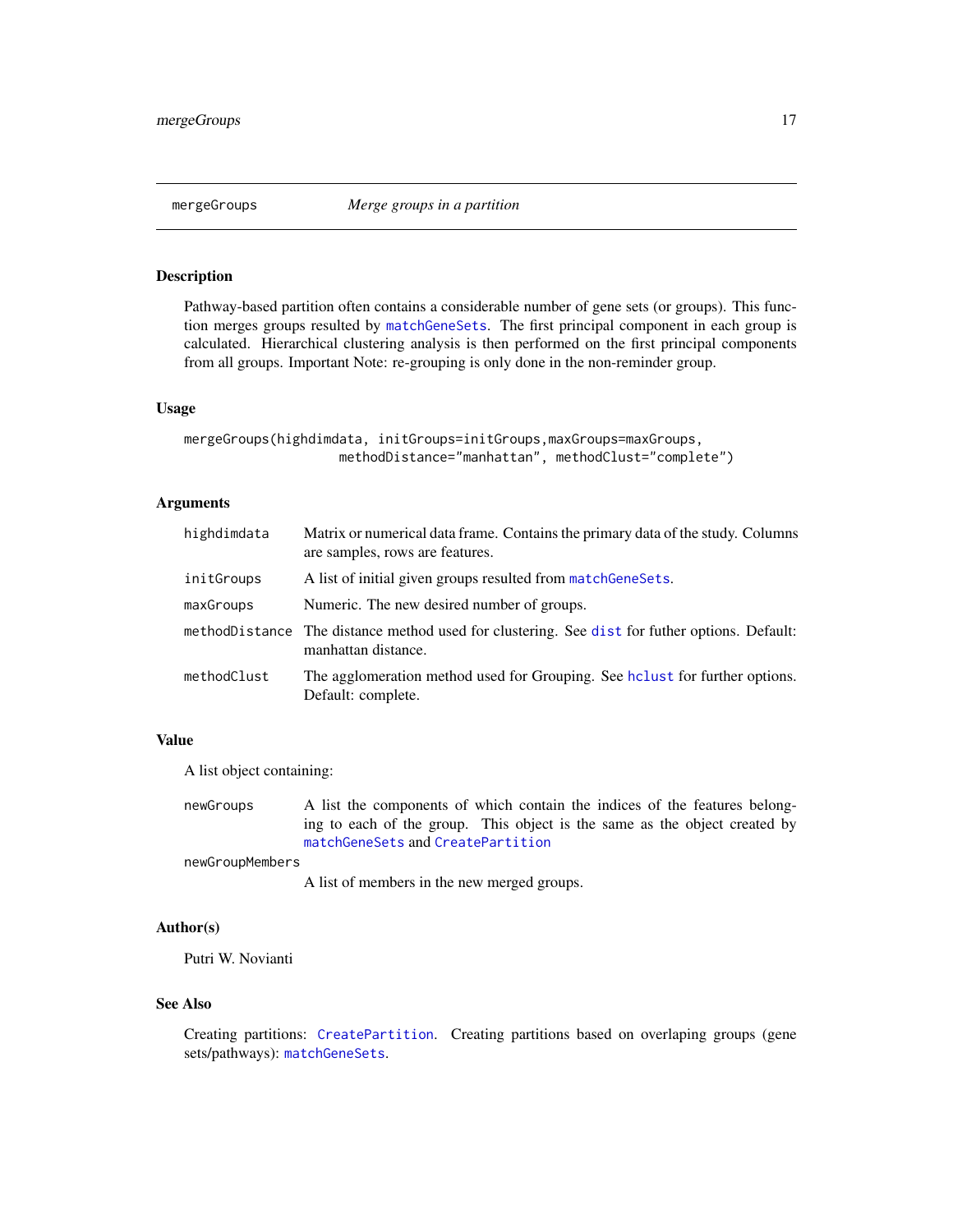## mergeGroups *Merge groups in a partition*

### Description

Pathway-based partition often contains a considerable number of gene sets (or groups). This function merges groups resulted by `matchGeneSets`. The first principal component in each group is calculated. Hierarchical clustering analysis is then performed on the first principal components from all groups. Important Note: re-grouping is only done in the non-reminder group.

### Usage

```
mergeGroups(highdimdata, initGroups=initGroups,maxGroups=maxGroups,
                    methodDistance="manhattan", methodClust="complete")
```

### Arguments

| | |
|---|---|
| `highdimdata` | Matrix or numerical data frame. Contains the primary data of the study. Columns are samples, rows are features. |
| `initGroups` | A list of initial given groups resulted from `matchGeneSets`. |
| `maxGroups` | Numeric. The new desired number of groups. |
| `methodDistance` | The distance method used for clustering. See `dist` for futher options. Default: manhattan distance. |
| `methodClust` | The agglomeration method used for Grouping. See `hclust` for further options. Default: complete. |

### Value

A list object containing:

| | |
|---|---|
| `newGroups` | A list the components of which contain the indices of the features belonging to each of the group. This object is the same as the object created by `matchGeneSets` and `CreatePartition` |
| `newGroupMembers` | A list of members in the new merged groups. |

### Author(s)

Putri W. Novianti

### See Also

Creating partitions: `CreatePartition`. Creating partitions based on overlaping groups (gene sets/pathways): `matchGeneSets`.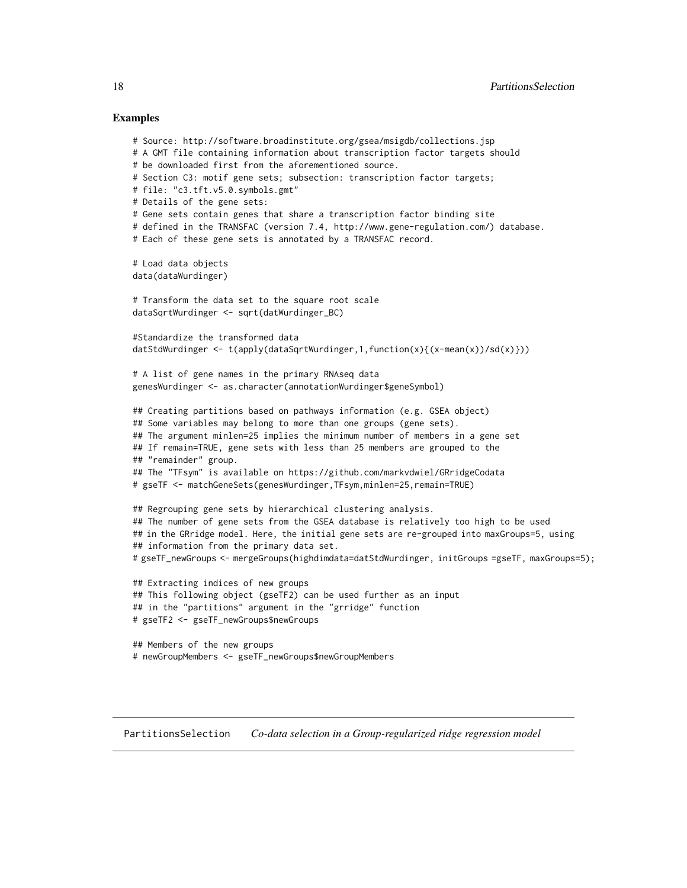## Examples

```
# Source: http://software.broadinstitute.org/gsea/msigdb/collections.jsp
# A GMT file containing information about transcription factor targets should
# be downloaded first from the aforementioned source.
# Section C3: motif gene sets; subsection: transcription factor targets;
# file: "c3.tft.v5.0.symbols.gmt"
# Details of the gene sets:
# Gene sets contain genes that share a transcription factor binding site
# defined in the TRANSFAC (version 7.4, http://www.gene-regulation.com/) database.
# Each of these gene sets is annotated by a TRANSFAC record.

# Load data objects
data(dataWurdinger)

# Transform the data set to the square root scale
dataSqrtWurdinger <- sqrt(datWurdinger_BC)

#Standardize the transformed data
datStdWurdinger <- t(apply(dataSqrtWurdinger,1,function(x){(x-mean(x))/sd(x)}))

# A list of gene names in the primary RNAseq data
genesWurdinger <- as.character(annotationWurdinger$geneSymbol)

## Creating partitions based on pathways information (e.g. GSEA object)
## Some variables may belong to more than one groups (gene sets).
## The argument minlen=25 implies the minimum number of members in a gene set
## If remain=TRUE, gene sets with less than 25 members are grouped to the
## "remainder" group.
## The "TFsym" is available on https://github.com/markvdwiel/GRridgeCodata
# gseTF <- matchGeneSets(genesWurdinger,TFsym,minlen=25,remain=TRUE)

## Regrouping gene sets by hierarchical clustering analysis.
## The number of gene sets from the GSEA database is relatively too high to be used
## in the GRridge model. Here, the initial gene sets are re-grouped into maxGroups=5, using
## information from the primary data set.
# gseTF_newGroups <- mergeGroups(highdimdata=datStdWurdinger, initGroups =gseTF, maxGroups=5);

## Extracting indices of new groups
## This following object (gseTF2) can be used further as an input
## in the "partitions" argument in the "grridge" function
# gseTF2 <- gseTF_newGroups$newGroups

## Members of the new groups
# newGroupMembers <- gseTF_newGroups$newGroupMembers
```

---

PartitionsSelection    *Co-data selection in a Group-regularized ridge regression model*

---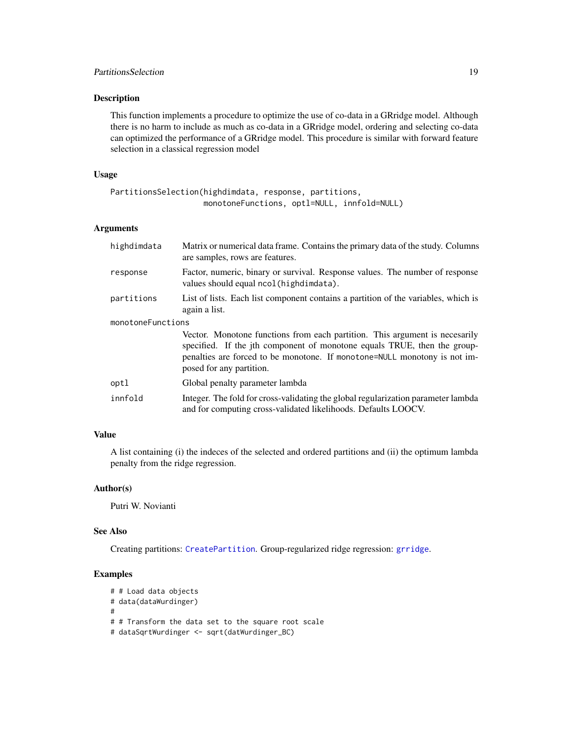## Description

This function implements a procedure to optimize the use of co-data in a GRridge model. Although there is no harm to include as much as co-data in a GRridge model, ordering and selecting co-data can optimized the performance of a GRridge model. This procedure is similar with forward feature selection in a classical regression model

## Usage

```
PartitionsSelection(highdimdata, response, partitions,
                    monotoneFunctions, optl=NULL, innfold=NULL)
```

## Arguments

| | |
|---|---|
| highdimdata | Matrix or numerical data frame. Contains the primary data of the study. Columns are samples, rows are features. |
| response | Factor, numeric, binary or survival. Response values. The number of response values should equal `ncol(highdimdata)`. |
| partitions | List of lists. Each list component contains a partition of the variables, which is again a list. |
| monotoneFunctions | Vector. Monotone functions from each partition. This argument is necesarily specified. If the jth component of monotone equals TRUE, then the group-penalties are forced to be monotone. If `monotone=NULL` monotony is not imposed for any partition. |
| optl | Global penalty parameter lambda |
| innfold | Integer. The fold for cross-validating the global regularization parameter lambda and for computing cross-validated likelihoods. Defaults LOOCV. |

## Value

A list containing (i) the indeces of the selected and ordered partitions and (ii) the optimum lambda penalty from the ridge regression.

## Author(s)

Putri W. Novianti

## See Also

Creating partitions: CreatePartition. Group-regularized ridge regression: grridge.

## Examples

```
# # Load data objects
# data(dataWurdinger)
#
# # Transform the data set to the square root scale
# dataSqrtWurdinger <- sqrt(datWurdinger_BC)
```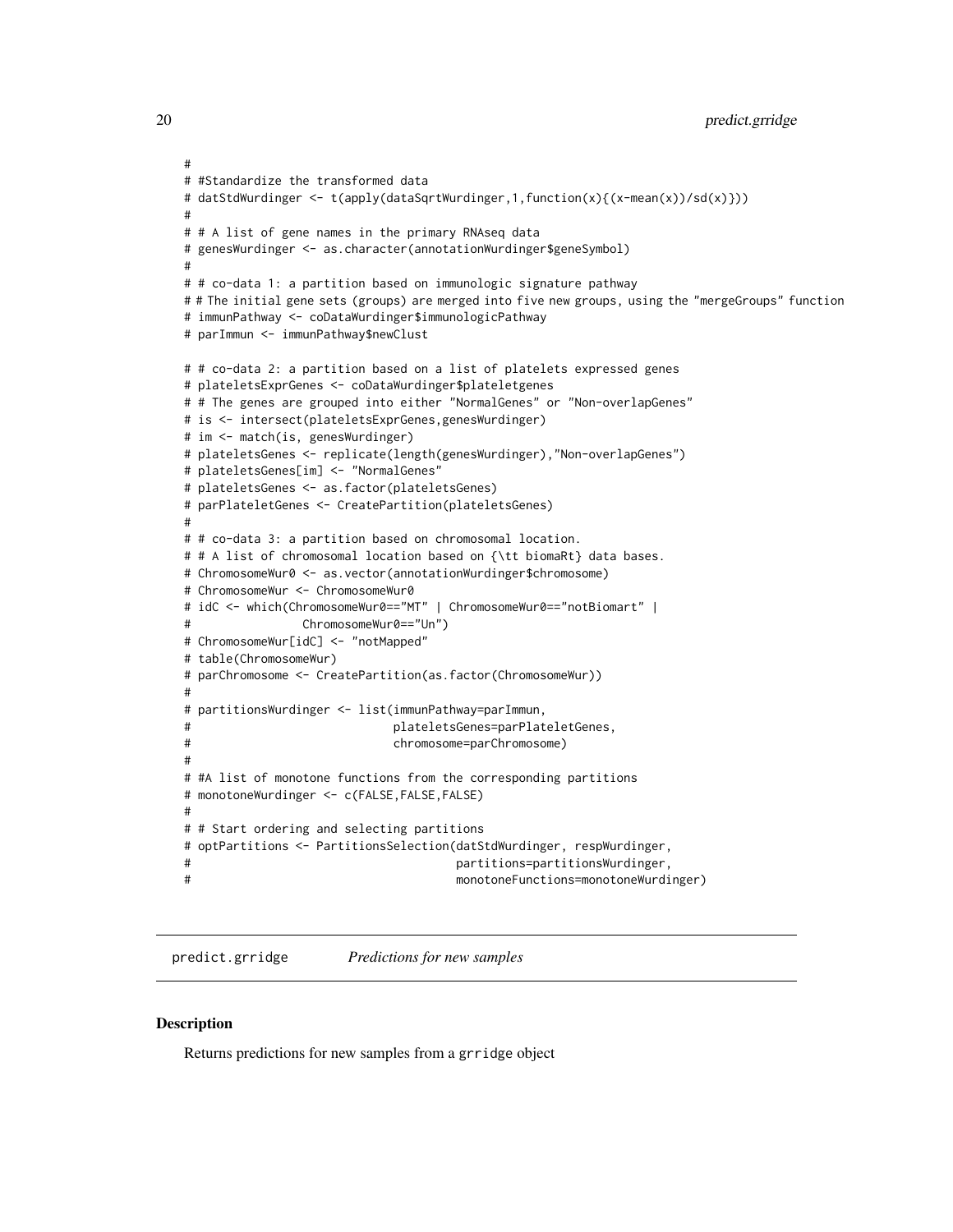```
#
# #Standardize the transformed data
# datStdWurdinger <- t(apply(dataSqrtWurdinger,1,function(x){(x-mean(x))/sd(x)}))
#
# # A list of gene names in the primary RNAseq data
# genesWurdinger <- as.character(annotationWurdinger$geneSymbol)
#
# # co-data 1: a partition based on immunologic signature pathway
# # The initial gene sets (groups) are merged into five new groups, using the "mergeGroups" function
# immunPathway <- coDataWurdinger$immunologicPathway
# parImmun <- immunPathway$newClust

# # co-data 2: a partition based on a list of platelets expressed genes
# plateletsExprGenes <- coDataWurdinger$plateletgenes
# # The genes are grouped into either "NormalGenes" or "Non-overlapGenes"
# is <- intersect(plateletsExprGenes,genesWurdinger)
# im <- match(is, genesWurdinger)
# plateletsGenes <- replicate(length(genesWurdinger),"Non-overlapGenes")
# plateletsGenes[im] <- "NormalGenes"
# plateletsGenes <- as.factor(plateletsGenes)
# parPlateletGenes <- CreatePartition(plateletsGenes)
#
# # co-data 3: a partition based on chromosomal location.
# # A list of chromosomal location based on {\tt biomaRt} data bases.
# ChromosomeWur0 <- as.vector(annotationWurdinger$chromosome)
# ChromosomeWur <- ChromosomeWur0
# idC <- which(ChromosomeWur0=="MT" | ChromosomeWur0=="notBiomart" |
#                ChromosomeWur0=="Un")
# ChromosomeWur[idC] <- "notMapped"
# table(ChromosomeWur)
# parChromosome <- CreatePartition(as.factor(ChromosomeWur))
#
# partitionsWurdinger <- list(immunPathway=parImmun,
#                             plateletsGenes=parPlateletGenes,
#                             chromosome=parChromosome)
#
# #A list of monotone functions from the corresponding partitions
# monotoneWurdinger <- c(FALSE,FALSE,FALSE)
#
# # Start ordering and selecting partitions
# optPartitions <- PartitionsSelection(datStdWurdinger, respWurdinger,
#                                      partitions=partitionsWurdinger,
#                                      monotoneFunctions=monotoneWurdinger)
```

## predict.grridge    *Predictions for new samples*

### Description

Returns predictions for new samples from a grridge object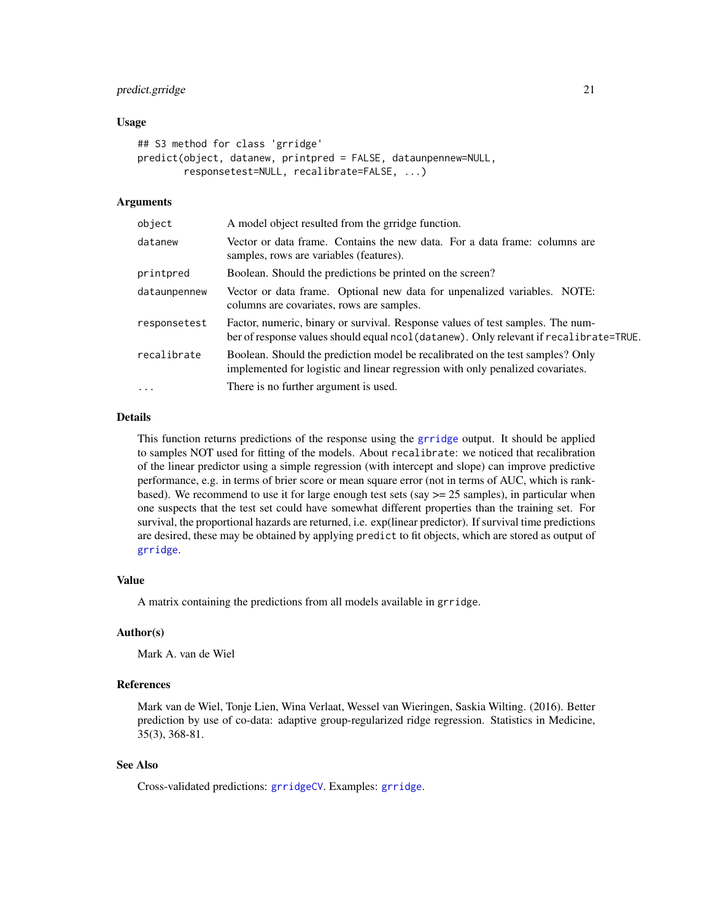### Usage

```
## S3 method for class 'grridge'
predict(object, datanew, printpred = FALSE, dataunpennew=NULL,
        responsetest=NULL, recalibrate=FALSE, ...)
```

### Arguments

| | |
|---|---|
| `object` | A model object resulted from the grridge function. |
| `datanew` | Vector or data frame. Contains the new data. For a data frame: columns are samples, rows are variables (features). |
| `printpred` | Boolean. Should the predictions be printed on the screen? |
| `dataunpennew` | Vector or data frame. Optional new data for unpenalized variables. NOTE: columns are covariates, rows are samples. |
| `responsetest` | Factor, numeric, binary or survival. Response values of test samples. The number of response values should equal `ncol(datanew)`. Only relevant if `recalibrate=TRUE`. |
| `recalibrate` | Boolean. Should the prediction model be recalibrated on the test samples? Only implemented for logistic and linear regression with only penalized covariates. |
| `...` | There is no further argument is used. |

### Details

This function returns predictions of the response using the `grridge` output. It should be applied to samples NOT used for fitting of the models. About `recalibrate`: we noticed that recalibration of the linear predictor using a simple regression (with intercept and slope) can improve predictive performance, e.g. in terms of brier score or mean square error (not in terms of AUC, which is rank-based). We recommend to use it for large enough test sets (say >= 25 samples), in particular when one suspects that the test set could have somewhat different properties than the training set. For survival, the proportional hazards are returned, i.e. exp(linear predictor). If survival time predictions are desired, these may be obtained by applying `predict` to fit objects, which are stored as output of `grridge`.

### Value

A matrix containing the predictions from all models available in `grridge`.

### Author(s)

Mark A. van de Wiel

### References

Mark van de Wiel, Tonje Lien, Wina Verlaat, Wessel van Wieringen, Saskia Wilting. (2016). Better prediction by use of co-data: adaptive group-regularized ridge regression. Statistics in Medicine, 35(3), 368-81.

### See Also

Cross-validated predictions: `grridgeCV`. Examples: `grridge`.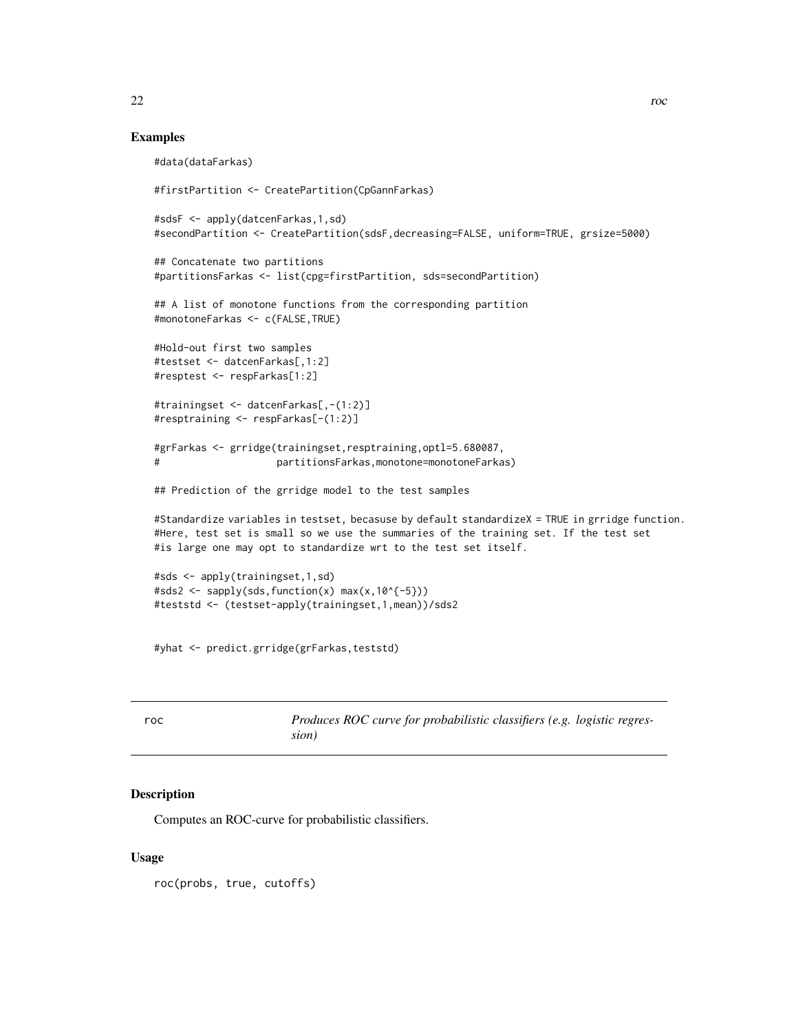## Examples

```
#data(dataFarkas)

#firstPartition <- CreatePartition(CpGannFarkas)

#sdsF <- apply(datcenFarkas,1,sd)
#secondPartition <- CreatePartition(sdsF,decreasing=FALSE, uniform=TRUE, grsize=5000)

## Concatenate two partitions
#partitionsFarkas <- list(cpg=firstPartition, sds=secondPartition)

## A list of monotone functions from the corresponding partition
#monotoneFarkas <- c(FALSE,TRUE)

#Hold-out first two samples
#testset <- datcenFarkas[,1:2]
#resptest <- respFarkas[1:2]

#trainingset <- datcenFarkas[,-(1:2)]
#resptraining <- respFarkas[-(1:2)]

#grFarkas <- grridge(trainingset,resptraining,optl=5.680087,
#                    partitionsFarkas,monotone=monotoneFarkas)

## Prediction of the grridge model to the test samples

#Standardize variables in testset, becasuse by default standardizeX = TRUE in grridge function.
#Here, test set is small so we use the summaries of the training set. If the test set
#is large one may opt to standardize wrt to the test set itself.

#sds <- apply(trainingset,1,sd)
#sds2 <- sapply(sds,function(x) max(x,10^{-5}))
#teststd <- (testset-apply(trainingset,1,mean))/sds2


#yhat <- predict.grridge(grFarkas,teststd)
```

---

roc — *Produces ROC curve for probabilistic classifiers (e.g. logistic regression)*

---

## Description

Computes an ROC-curve for probabilistic classifiers.

## Usage

```
roc(probs, true, cutoffs)
```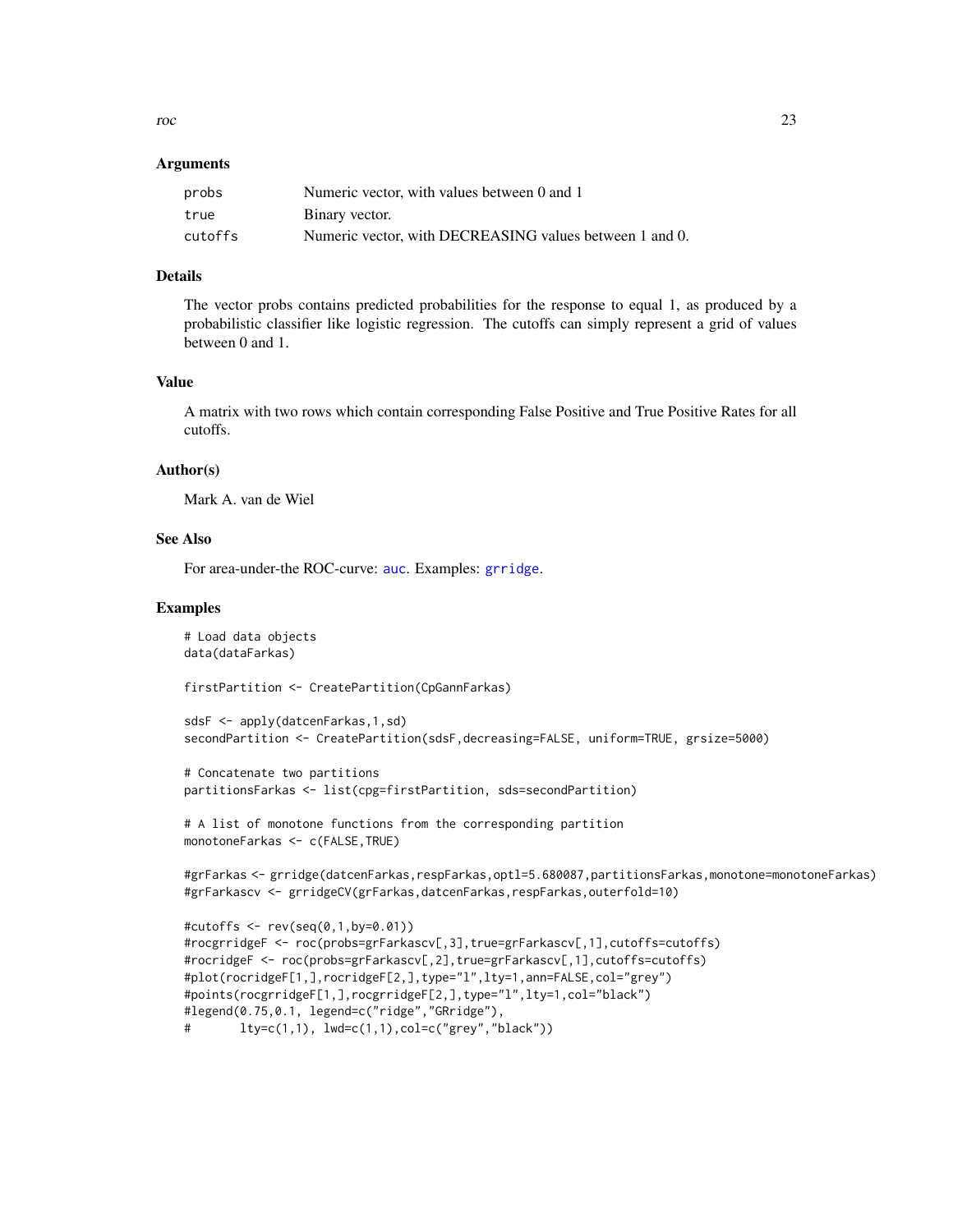### Arguments

| | |
|---|---|
| `probs` | Numeric vector, with values between 0 and 1 |
| `true` | Binary vector. |
| `cutoffs` | Numeric vector, with DECREASING values between 1 and 0. |

### Details

The vector probs contains predicted probabilities for the response to equal 1, as produced by a probabilistic classifier like logistic regression. The cutoffs can simply represent a grid of values between 0 and 1.

### Value

A matrix with two rows which contain corresponding False Positive and True Positive Rates for all cutoffs.

### Author(s)

Mark A. van de Wiel

### See Also

For area-under-the ROC-curve: auc. Examples: grridge.

### Examples

```
# Load data objects
data(dataFarkas)

firstPartition <- CreatePartition(CpGannFarkas)

sdsF <- apply(datcenFarkas,1,sd)
secondPartition <- CreatePartition(sdsF,decreasing=FALSE, uniform=TRUE, grsize=5000)

# Concatenate two partitions
partitionsFarkas <- list(cpg=firstPartition, sds=secondPartition)

# A list of monotone functions from the corresponding partition
monotoneFarkas <- c(FALSE,TRUE)

#grFarkas <- grridge(datcenFarkas,respFarkas,optl=5.680087,partitionsFarkas,monotone=monotoneFarkas)
#grFarkascv <- grridgeCV(grFarkas,datcenFarkas,respFarkas,outerfold=10)

#cutoffs <- rev(seq(0,1,by=0.01))
#rocgrridgeF <- roc(probs=grFarkascv[,3],true=grFarkascv[,1],cutoffs=cutoffs)
#rocridgeF <- roc(probs=grFarkascv[,2],true=grFarkascv[,1],cutoffs=cutoffs)
#plot(rocridgeF[1,],rocridgeF[2,],type="l",lty=1,ann=FALSE,col="grey")
#points(rocgrridgeF[1,],rocgrridgeF[2,],type="l",lty=1,col="black")
#legend(0.75,0.1, legend=c("ridge","GRridge"),
#       lty=c(1,1), lwd=c(1,1),col=c("grey","black"))
```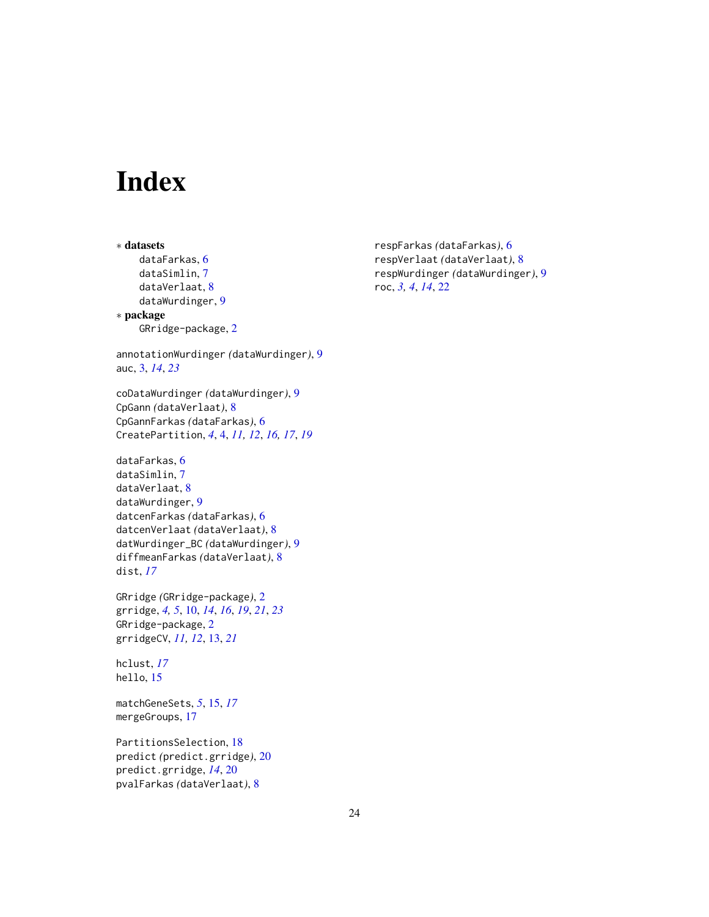# Index

∗ **datasets**
- dataFarkas, 6
- dataSimlin, 7
- dataVerlaat, 8
- dataWurdinger, 9

∗ **package**
- GRridge-package, 2

annotationWurdinger *(*dataWurdinger*)*, 9
auc, 3, *14*, *23*

coDataWurdinger *(*dataWurdinger*)*, 9
CpGann *(*dataVerlaat*)*, 8
CpGannFarkas *(*dataFarkas*)*, 6
CreatePartition, *4*, 4, *11*, *12*, *16*, *17*, *19*

dataFarkas, 6
dataSimlin, 7
dataVerlaat, 8
dataWurdinger, 9
datcenFarkas *(*dataFarkas*)*, 6
datcenVerlaat *(*dataVerlaat*)*, 8
datWurdinger_BC *(*dataWurdinger*)*, 9
diffmeanFarkas *(*dataVerlaat*)*, 8
dist, *17*

GRridge *(*GRridge-package*)*, 2
grridge, *4*, *5*, 10, *14*, *16*, *19*, *21*, *23*
GRridge-package, 2
grridgeCV, *11*, *12*, 13, *21*

hclust, *17*
hello, 15

matchGeneSets, *5*, 15, *17*
mergeGroups, 17

PartitionsSelection, 18
predict *(*predict.grridge*)*, 20
predict.grridge, *14*, 20
pvalFarkas *(*dataVerlaat*)*, 8

respFarkas *(*dataFarkas*)*, 6
respVerlaat *(*dataVerlaat*)*, 8
respWurdinger *(*dataWurdinger*)*, 9
roc, *3*, *4*, *14*, 22